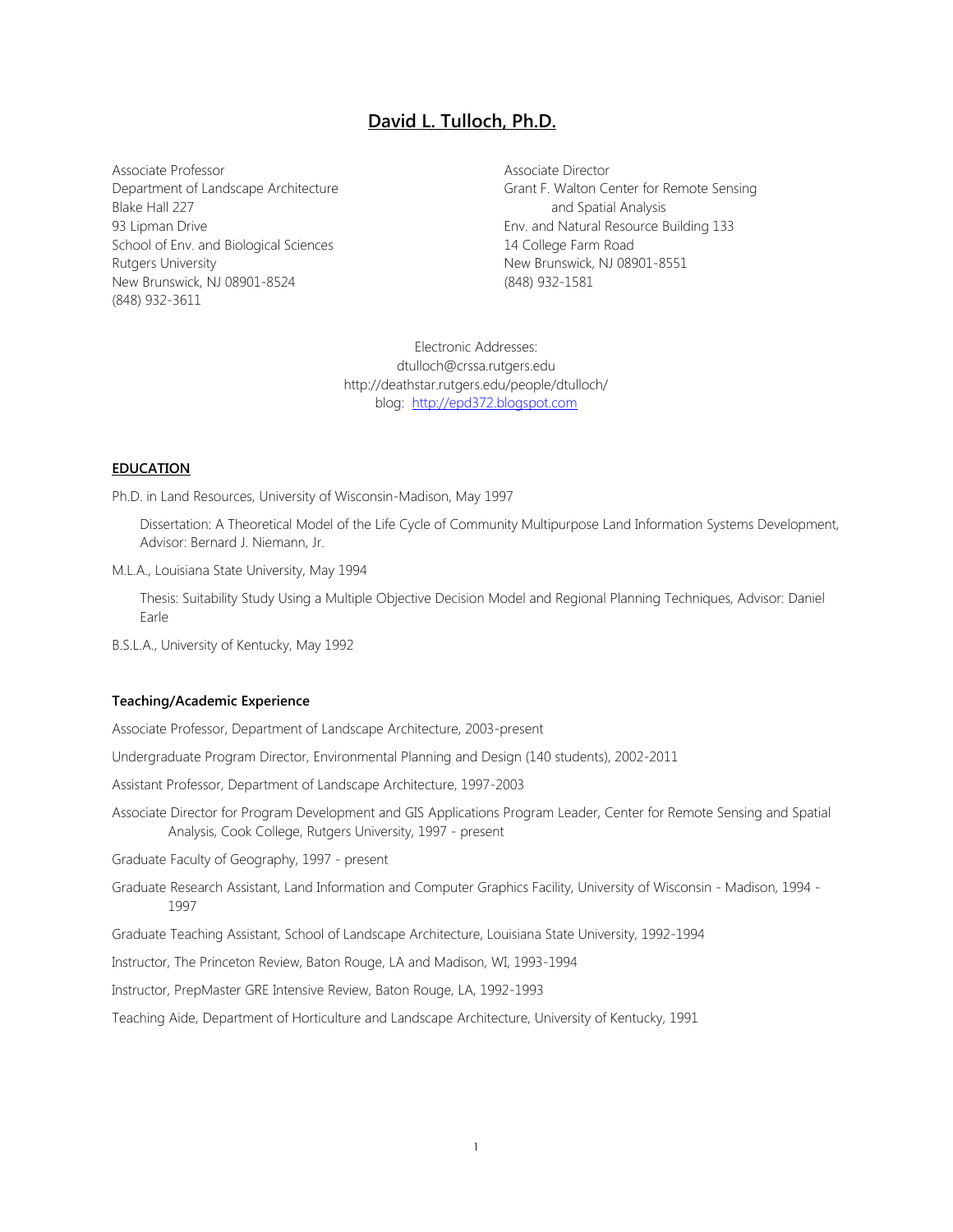# David L. Tulloch, Ph.D.

Associate Professor
Department of Landscape Architecture
Blake Hall 227
93 Lipman Drive
School of Env. and Biological Sciences
Rutgers University
New Brunswick, NJ 08901-8524
(848) 932-3611

Associate Director
Grant F. Walton Center for Remote Sensing and Spatial Analysis
Env. and Natural Resource Building 133
14 College Farm Road
New Brunswick, NJ 08901-8551
(848) 932-1581

Electronic Addresses:
dtulloch@crssa.rutgers.edu
http://deathstar.rutgers.edu/people/dtulloch/
blog: http://epd372.blogspot.com

## EDUCATION

Ph.D. in Land Resources, University of Wisconsin-Madison, May 1997

Dissertation: A Theoretical Model of the Life Cycle of Community Multipurpose Land Information Systems Development, Advisor: Bernard J. Niemann, Jr.

M.L.A., Louisiana State University, May 1994

Thesis: Suitability Study Using a Multiple Objective Decision Model and Regional Planning Techniques, Advisor: Daniel Earle

B.S.L.A., University of Kentucky, May 1992

### Teaching/Academic Experience

Associate Professor, Department of Landscape Architecture, 2003-present

Undergraduate Program Director, Environmental Planning and Design (140 students), 2002-2011

Assistant Professor, Department of Landscape Architecture, 1997-2003

Associate Director for Program Development and GIS Applications Program Leader, Center for Remote Sensing and Spatial Analysis, Cook College, Rutgers University, 1997 - present

Graduate Faculty of Geography, 1997 - present

Graduate Research Assistant, Land Information and Computer Graphics Facility, University of Wisconsin - Madison, 1994 - 1997

Graduate Teaching Assistant, School of Landscape Architecture, Louisiana State University, 1992-1994

Instructor, The Princeton Review, Baton Rouge, LA and Madison, WI, 1993-1994

Instructor, PrepMaster GRE Intensive Review, Baton Rouge, LA, 1992-1993

Teaching Aide, Department of Horticulture and Landscape Architecture, University of Kentucky, 1991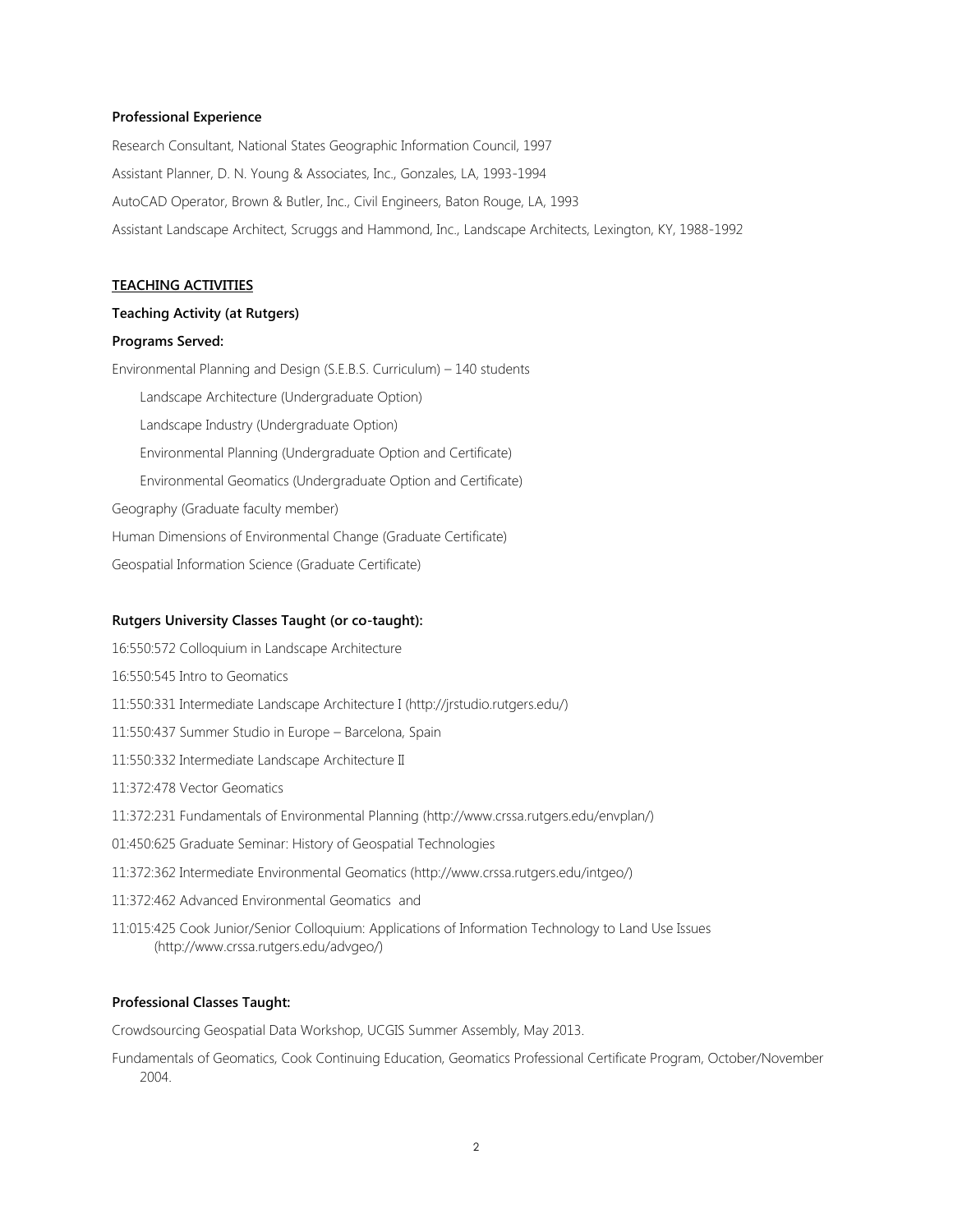**Professional Experience**

Research Consultant, National States Geographic Information Council, 1997

Assistant Planner, D. N. Young & Associates, Inc., Gonzales, LA, 1993-1994

AutoCAD Operator, Brown & Butler, Inc., Civil Engineers, Baton Rouge, LA, 1993

Assistant Landscape Architect, Scruggs and Hammond, Inc., Landscape Architects, Lexington, KY, 1988-1992

## TEACHING ACTIVITIES

**Teaching Activity (at Rutgers)**

**Programs Served:**

Environmental Planning and Design (S.E.B.S. Curriculum) – 140 students

- Landscape Architecture (Undergraduate Option)
- Landscape Industry (Undergraduate Option)
- Environmental Planning (Undergraduate Option and Certificate)
- Environmental Geomatics (Undergraduate Option and Certificate)

Geography (Graduate faculty member)

Human Dimensions of Environmental Change (Graduate Certificate)

Geospatial Information Science (Graduate Certificate)

**Rutgers University Classes Taught (or co-taught):**

16:550:572 Colloquium in Landscape Architecture

16:550:545 Intro to Geomatics

11:550:331 Intermediate Landscape Architecture I (http://jrstudio.rutgers.edu/)

11:550:437 Summer Studio in Europe – Barcelona, Spain

11:550:332 Intermediate Landscape Architecture II

11:372:478 Vector Geomatics

11:372:231 Fundamentals of Environmental Planning (http://www.crssa.rutgers.edu/envplan/)

01:450:625 Graduate Seminar: History of Geospatial Technologies

11:372:362 Intermediate Environmental Geomatics (http://www.crssa.rutgers.edu/intgeo/)

11:372:462 Advanced Environmental Geomatics and

11:015:425 Cook Junior/Senior Colloquium: Applications of Information Technology to Land Use Issues (http://www.crssa.rutgers.edu/advgeo/)

**Professional Classes Taught:**

Crowdsourcing Geospatial Data Workshop, UCGIS Summer Assembly, May 2013.

Fundamentals of Geomatics, Cook Continuing Education, Geomatics Professional Certificate Program, October/November 2004.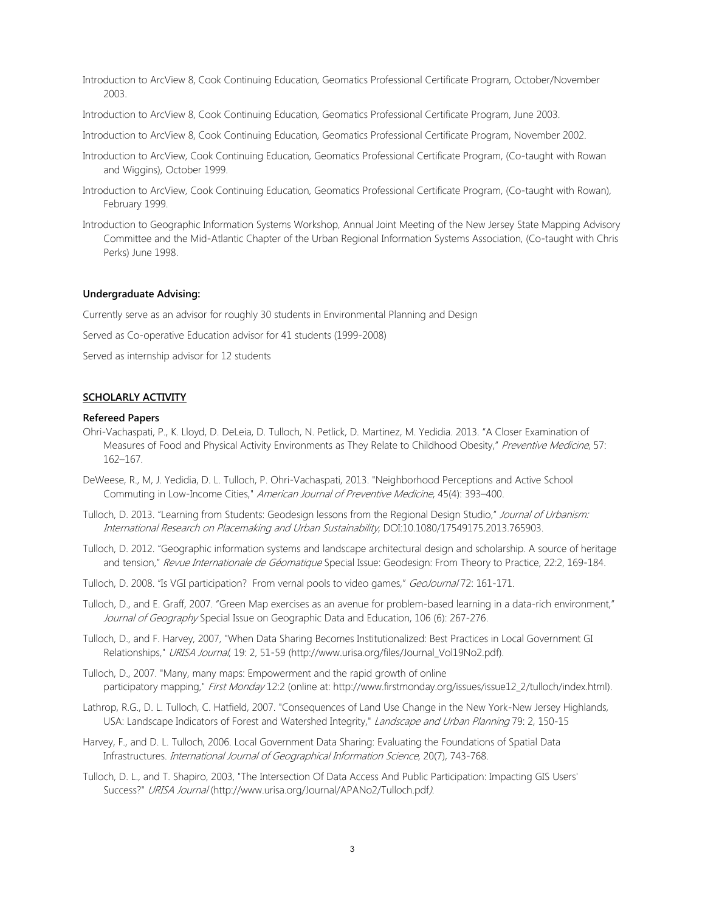Introduction to ArcView 8, Cook Continuing Education, Geomatics Professional Certificate Program, October/November 2003.

Introduction to ArcView 8, Cook Continuing Education, Geomatics Professional Certificate Program, June 2003.

Introduction to ArcView 8, Cook Continuing Education, Geomatics Professional Certificate Program, November 2002.

Introduction to ArcView, Cook Continuing Education, Geomatics Professional Certificate Program, (Co-taught with Rowan and Wiggins), October 1999.

Introduction to ArcView, Cook Continuing Education, Geomatics Professional Certificate Program, (Co-taught with Rowan), February 1999.

Introduction to Geographic Information Systems Workshop, Annual Joint Meeting of the New Jersey State Mapping Advisory Committee and the Mid-Atlantic Chapter of the Urban Regional Information Systems Association, (Co-taught with Chris Perks) June 1998.

**Undergraduate Advising:**

Currently serve as an advisor for roughly 30 students in Environmental Planning and Design

Served as Co-operative Education advisor for 41 students (1999-2008)

Served as internship advisor for 12 students

## SCHOLARLY ACTIVITY

**Refereed Papers**

Ohri-Vachaspati, P., K. Lloyd, D. DeLeia, D. Tulloch, N. Petlick, D. Martinez, M. Yedidia. 2013. "A Closer Examination of Measures of Food and Physical Activity Environments as They Relate to Childhood Obesity," *Preventive Medicine*, 57: 162–167.

DeWeese, R., M, J. Yedidia, D. L. Tulloch, P. Ohri-Vachaspati, 2013. "Neighborhood Perceptions and Active School Commuting in Low-Income Cities," *American Journal of Preventive Medicine*, 45(4): 393–400.

Tulloch, D. 2013. "Learning from Students: Geodesign lessons from the Regional Design Studio," *Journal of Urbanism: International Research on Placemaking and Urban Sustainability*, DOI:10.1080/17549175.2013.765903.

Tulloch, D. 2012. "Geographic information systems and landscape architectural design and scholarship. A source of heritage and tension," *Revue Internationale de Géomatique* Special Issue: Geodesign: From Theory to Practice, 22:2, 169-184.

Tulloch, D. 2008. "Is VGI participation? From vernal pools to video games," *GeoJournal* 72: 161-171.

Tulloch, D., and E. Graff, 2007. "Green Map exercises as an avenue for problem-based learning in a data-rich environment," *Journal of Geography* Special Issue on Geographic Data and Education, 106 (6): 267-276.

Tulloch, D., and F. Harvey, 2007, "When Data Sharing Becomes Institutionalized: Best Practices in Local Government GI Relationships," *URISA Journal*, 19: 2, 51-59 (http://www.urisa.org/files/Journal_Vol19No2.pdf).

Tulloch, D., 2007. "Many, many maps: Empowerment and the rapid growth of online participatory mapping," *First Monday* 12:2 (online at: http://www.firstmonday.org/issues/issue12_2/tulloch/index.html).

Lathrop, R.G., D. L. Tulloch, C. Hatfield, 2007. "Consequences of Land Use Change in the New York-New Jersey Highlands, USA: Landscape Indicators of Forest and Watershed Integrity," *Landscape and Urban Planning* 79: 2, 150-15

Harvey, F., and D. L. Tulloch, 2006. Local Government Data Sharing: Evaluating the Foundations of Spatial Data Infrastructures. *International Journal of Geographical Information Science*, 20(7), 743-768.

Tulloch, D. L., and T. Shapiro, 2003, "The Intersection Of Data Access And Public Participation: Impacting GIS Users' Success?" *URISA Journal* (http://www.urisa.org/Journal/APANo2/Tulloch.pdf).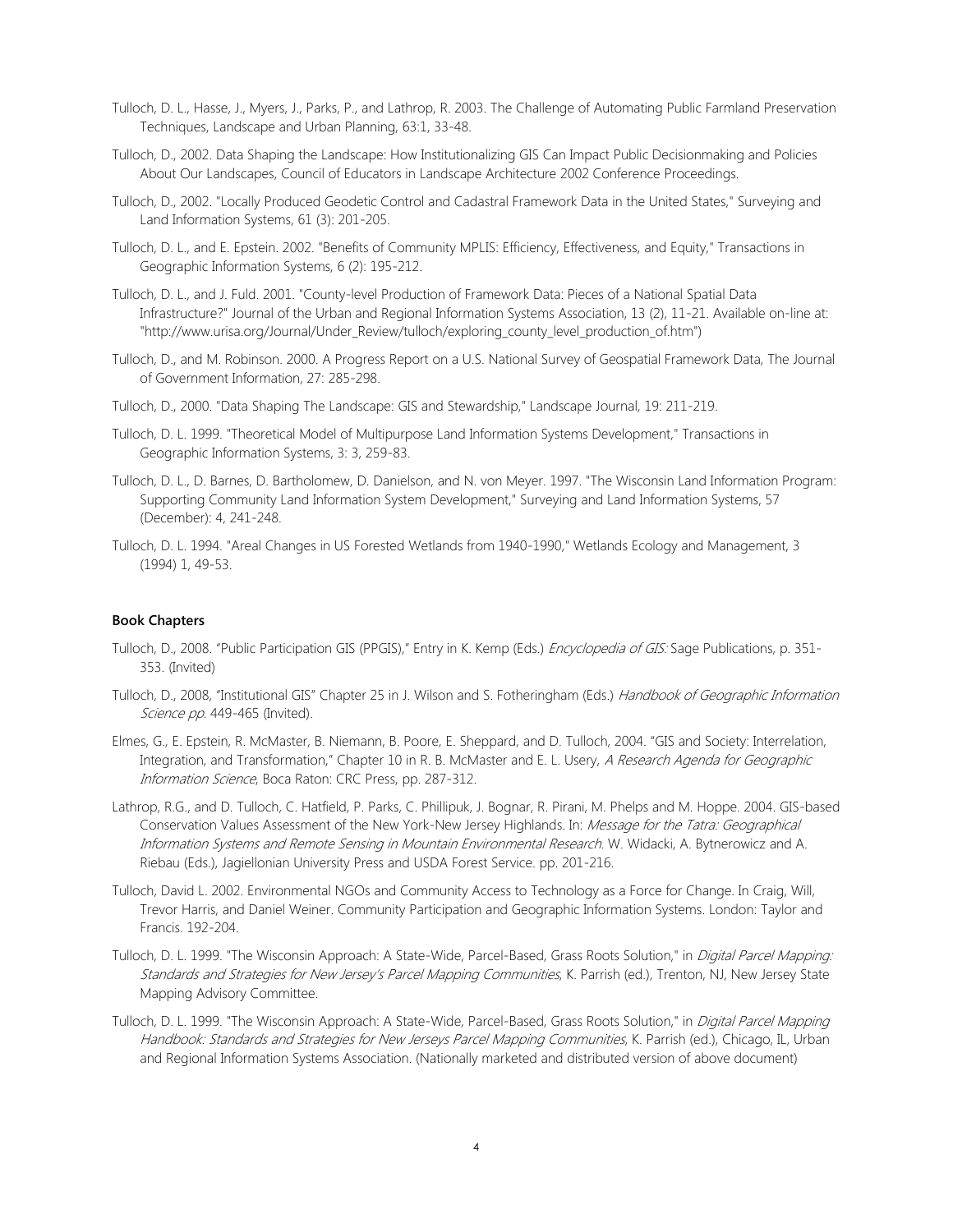Tulloch, D. L., Hasse, J., Myers, J., Parks, P., and Lathrop, R. 2003. The Challenge of Automating Public Farmland Preservation Techniques, Landscape and Urban Planning, 63:1, 33-48.

Tulloch, D., 2002. Data Shaping the Landscape: How Institutionalizing GIS Can Impact Public Decisionmaking and Policies About Our Landscapes, Council of Educators in Landscape Architecture 2002 Conference Proceedings.

Tulloch, D., 2002. "Locally Produced Geodetic Control and Cadastral Framework Data in the United States," Surveying and Land Information Systems, 61 (3): 201-205.

Tulloch, D. L., and E. Epstein. 2002. "Benefits of Community MPLIS: Efficiency, Effectiveness, and Equity," Transactions in Geographic Information Systems, 6 (2): 195-212.

Tulloch, D. L., and J. Fuld. 2001. "County-level Production of Framework Data: Pieces of a National Spatial Data Infrastructure?" Journal of the Urban and Regional Information Systems Association, 13 (2), 11-21. Available on-line at: "http://www.urisa.org/Journal/Under_Review/tulloch/exploring_county_level_production_of.htm")

Tulloch, D., and M. Robinson. 2000. A Progress Report on a U.S. National Survey of Geospatial Framework Data, The Journal of Government Information, 27: 285-298.

Tulloch, D., 2000. "Data Shaping The Landscape: GIS and Stewardship," Landscape Journal, 19: 211-219.

Tulloch, D. L. 1999. "Theoretical Model of Multipurpose Land Information Systems Development," Transactions in Geographic Information Systems, 3: 3, 259-83.

Tulloch, D. L., D. Barnes, D. Bartholomew, D. Danielson, and N. von Meyer. 1997. "The Wisconsin Land Information Program: Supporting Community Land Information System Development," Surveying and Land Information Systems, 57 (December): 4, 241-248.

Tulloch, D. L. 1994. "Areal Changes in US Forested Wetlands from 1940-1990," Wetlands Ecology and Management, 3 (1994) 1, 49-53.

### Book Chapters

Tulloch, D., 2008. "Public Participation GIS (PPGIS)," Entry in K. Kemp (Eds.) *Encyclopedia of GIS:* Sage Publications, p. 351-353. (Invited)

Tulloch, D., 2008, "Institutional GIS" Chapter 25 in J. Wilson and S. Fotheringham (Eds.) *Handbook of Geographic Information Science pp.* 449-465 (Invited).

Elmes, G., E. Epstein, R. McMaster, B. Niemann, B. Poore, E. Sheppard, and D. Tulloch, 2004. "GIS and Society: Interrelation, Integration, and Transformation," Chapter 10 in R. B. McMaster and E. L. Usery, *A Research Agenda for Geographic Information Science*, Boca Raton: CRC Press, pp. 287-312.

Lathrop, R.G., and D. Tulloch, C. Hatfield, P. Parks, C. Phillipuk, J. Bognar, R. Pirani, M. Phelps and M. Hoppe. 2004. GIS-based Conservation Values Assessment of the New York-New Jersey Highlands. In: *Message for the Tatra: Geographical Information Systems and Remote Sensing in Mountain Environmental Research*. W. Widacki, A. Bytnerowicz and A. Riebau (Eds.), Jagiellonian University Press and USDA Forest Service. pp. 201-216.

Tulloch, David L. 2002. Environmental NGOs and Community Access to Technology as a Force for Change. In Craig, Will, Trevor Harris, and Daniel Weiner. Community Participation and Geographic Information Systems. London: Taylor and Francis. 192-204.

Tulloch, D. L. 1999. "The Wisconsin Approach: A State-Wide, Parcel-Based, Grass Roots Solution," in *Digital Parcel Mapping: Standards and Strategies for New Jersey's Parcel Mapping Communities*, K. Parrish (ed.), Trenton, NJ, New Jersey State Mapping Advisory Committee.

Tulloch, D. L. 1999. "The Wisconsin Approach: A State-Wide, Parcel-Based, Grass Roots Solution," in *Digital Parcel Mapping Handbook: Standards and Strategies for New Jerseys Parcel Mapping Communities*, K. Parrish (ed.), Chicago, IL, Urban and Regional Information Systems Association. (Nationally marketed and distributed version of above document)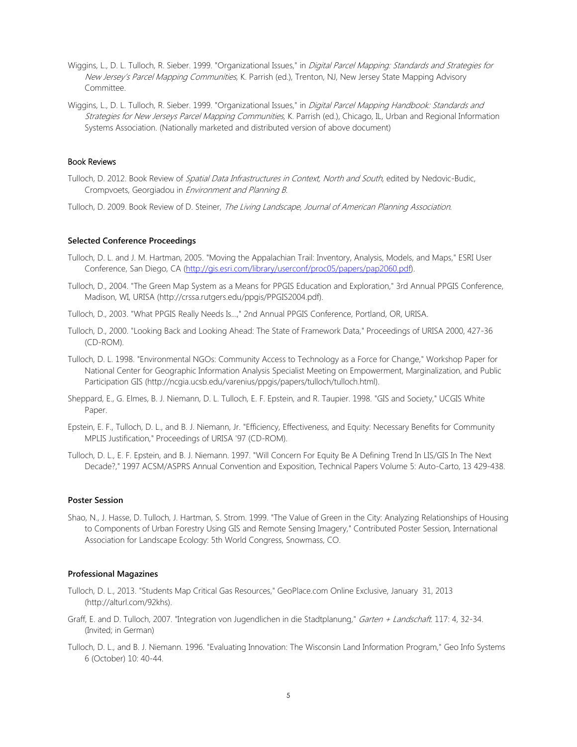Wiggins, L., D. L. Tulloch, R. Sieber. 1999. "Organizational Issues," in *Digital Parcel Mapping: Standards and Strategies for New Jersey's Parcel Mapping Communities*, K. Parrish (ed.), Trenton, NJ, New Jersey State Mapping Advisory Committee.

Wiggins, L., D. L. Tulloch, R. Sieber. 1999. "Organizational Issues," in *Digital Parcel Mapping Handbook: Standards and Strategies for New Jerseys Parcel Mapping Communities*, K. Parrish (ed.), Chicago, IL, Urban and Regional Information Systems Association. (Nationally marketed and distributed version of above document)

### Book Reviews

Tulloch, D. 2012. Book Review of *Spatial Data Infrastructures in Context, North and South*, edited by Nedovic-Budic, Crompvoets, Georgiadou in *Environment and Planning B*.

Tulloch, D. 2009. Book Review of D. Steiner, *The Living Landscape*, *Journal of American Planning Association*.

### Selected Conference Proceedings

Tulloch, D. L. and J. M. Hartman, 2005. "Moving the Appalachian Trail: Inventory, Analysis, Models, and Maps," ESRI User Conference, San Diego, CA (http://gis.esri.com/library/userconf/proc05/papers/pap2060.pdf).

Tulloch, D., 2004. "The Green Map System as a Means for PPGIS Education and Exploration," 3rd Annual PPGIS Conference, Madison, WI, URISA (http://crssa.rutgers.edu/ppgis/PPGIS2004.pdf).

Tulloch, D., 2003. "What PPGIS Really Needs Is…," 2nd Annual PPGIS Conference, Portland, OR, URISA.

Tulloch, D., 2000. "Looking Back and Looking Ahead: The State of Framework Data," Proceedings of URISA 2000, 427-36 (CD-ROM).

Tulloch, D. L. 1998. "Environmental NGOs: Community Access to Technology as a Force for Change," Workshop Paper for National Center for Geographic Information Analysis Specialist Meeting on Empowerment, Marginalization, and Public Participation GIS (http://ncgia.ucsb.edu/varenius/ppgis/papers/tulloch/tulloch.html).

Sheppard, E., G. Elmes, B. J. Niemann, D. L. Tulloch, E. F. Epstein, and R. Taupier. 1998. "GIS and Society," UCGIS White Paper.

Epstein, E. F., Tulloch, D. L., and B. J. Niemann, Jr. "Efficiency, Effectiveness, and Equity: Necessary Benefits for Community MPLIS Justification," Proceedings of URISA '97 (CD-ROM).

Tulloch, D. L., E. F. Epstein, and B. J. Niemann. 1997. "Will Concern For Equity Be A Defining Trend In LIS/GIS In The Next Decade?," 1997 ACSM/ASPRS Annual Convention and Exposition, Technical Papers Volume 5: Auto-Carto, 13 429-438.

### Poster Session

Shao, N., J. Hasse, D. Tulloch, J. Hartman, S. Strom. 1999. "The Value of Green in the City: Analyzing Relationships of Housing to Components of Urban Forestry Using GIS and Remote Sensing Imagery," Contributed Poster Session, International Association for Landscape Ecology: 5th World Congress, Snowmass, CO.

### Professional Magazines

Tulloch, D. L., 2013. "Students Map Critical Gas Resources," GeoPlace.com Online Exclusive, January 31, 2013 (http://alturl.com/92khs).

Graff, E. and D. Tulloch, 2007. "Integration von Jugendlichen in die Stadtplanung," *Garten + Landschaft*. 117: 4, 32-34. (Invited; in German)

Tulloch, D. L., and B. J. Niemann. 1996. "Evaluating Innovation: The Wisconsin Land Information Program," Geo Info Systems 6 (October) 10: 40-44.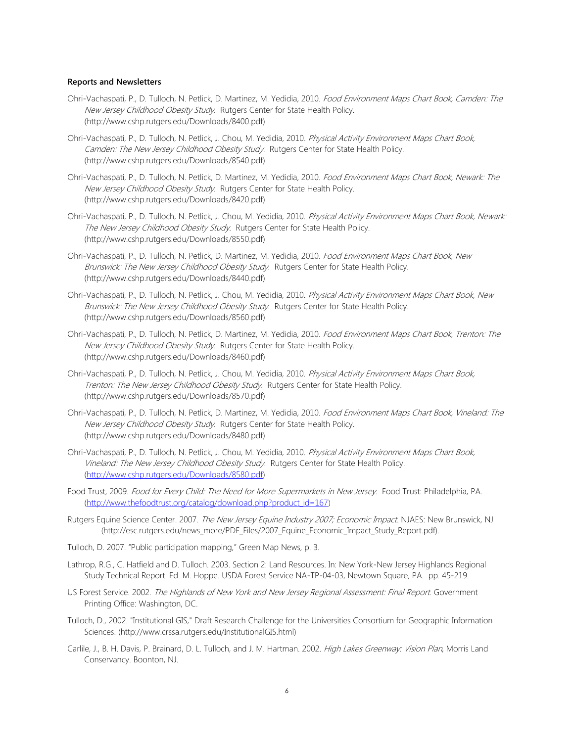**Reports and Newsletters**

Ohri-Vachaspati, P., D. Tulloch, N. Petlick, D. Martinez, M. Yedidia, 2010. *Food Environment Maps Chart Book, Camden: The New Jersey Childhood Obesity Study.* Rutgers Center for State Health Policy. (http://www.cshp.rutgers.edu/Downloads/8400.pdf)

Ohri-Vachaspati, P., D. Tulloch, N. Petlick, J. Chou, M. Yedidia, 2010. *Physical Activity Environment Maps Chart Book, Camden: The New Jersey Childhood Obesity Study.* Rutgers Center for State Health Policy. (http://www.cshp.rutgers.edu/Downloads/8540.pdf)

Ohri-Vachaspati, P., D. Tulloch, N. Petlick, D. Martinez, M. Yedidia, 2010. *Food Environment Maps Chart Book, Newark: The New Jersey Childhood Obesity Study.* Rutgers Center for State Health Policy. (http://www.cshp.rutgers.edu/Downloads/8420.pdf)

Ohri-Vachaspati, P., D. Tulloch, N. Petlick, J. Chou, M. Yedidia, 2010. *Physical Activity Environment Maps Chart Book, Newark: The New Jersey Childhood Obesity Study.* Rutgers Center for State Health Policy. (http://www.cshp.rutgers.edu/Downloads/8550.pdf)

Ohri-Vachaspati, P., D. Tulloch, N. Petlick, D. Martinez, M. Yedidia, 2010. *Food Environment Maps Chart Book, New Brunswick: The New Jersey Childhood Obesity Study.* Rutgers Center for State Health Policy. (http://www.cshp.rutgers.edu/Downloads/8440.pdf)

Ohri-Vachaspati, P., D. Tulloch, N. Petlick, J. Chou, M. Yedidia, 2010. *Physical Activity Environment Maps Chart Book, New Brunswick: The New Jersey Childhood Obesity Study.* Rutgers Center for State Health Policy. (http://www.cshp.rutgers.edu/Downloads/8560.pdf)

Ohri-Vachaspati, P., D. Tulloch, N. Petlick, D. Martinez, M. Yedidia, 2010. *Food Environment Maps Chart Book, Trenton: The New Jersey Childhood Obesity Study.* Rutgers Center for State Health Policy. (http://www.cshp.rutgers.edu/Downloads/8460.pdf)

Ohri-Vachaspati, P., D. Tulloch, N. Petlick, J. Chou, M. Yedidia, 2010. *Physical Activity Environment Maps Chart Book, Trenton: The New Jersey Childhood Obesity Study.* Rutgers Center for State Health Policy. (http://www.cshp.rutgers.edu/Downloads/8570.pdf)

Ohri-Vachaspati, P., D. Tulloch, N. Petlick, D. Martinez, M. Yedidia, 2010. *Food Environment Maps Chart Book, Vineland: The New Jersey Childhood Obesity Study.* Rutgers Center for State Health Policy. (http://www.cshp.rutgers.edu/Downloads/8480.pdf)

Ohri-Vachaspati, P., D. Tulloch, N. Petlick, J. Chou, M. Yedidia, 2010. *Physical Activity Environment Maps Chart Book, Vineland: The New Jersey Childhood Obesity Study.* Rutgers Center for State Health Policy. (http://www.cshp.rutgers.edu/Downloads/8580.pdf)

Food Trust, 2009. *Food for Every Child: The Need for More Supermarkets in New Jersey.* Food Trust: Philadelphia, PA. (http://www.thefoodtrust.org/catalog/download.php?product_id=167)

Rutgers Equine Science Center. 2007. *The New Jersey Equine Industry 2007; Economic Impact*. NJAES: New Brunswick, NJ (http://esc.rutgers.edu/news_more/PDF_Files/2007_Equine_Economic_Impact_Study_Report.pdf).

Tulloch, D. 2007. "Public participation mapping," Green Map News, p. 3.

Lathrop, R.G., C. Hatfield and D. Tulloch. 2003. Section 2: Land Resources. In: New York-New Jersey Highlands Regional Study Technical Report. Ed. M. Hoppe. USDA Forest Service NA-TP-04-03, Newtown Square, PA. pp. 45-219.

US Forest Service. 2002. *The Highlands of New York and New Jersey Regional Assessment: Final Report*. Government Printing Office: Washington, DC.

Tulloch, D., 2002. "Institutional GIS," Draft Research Challenge for the Universities Consortium for Geographic Information Sciences. (http://www.crssa.rutgers.edu/InstitutionalGIS.html)

Carlile, J., B. H. Davis, P. Brainard, D. L. Tulloch, and J. M. Hartman. 2002. *High Lakes Greenway: Vision Plan*, Morris Land Conservancy. Boonton, NJ.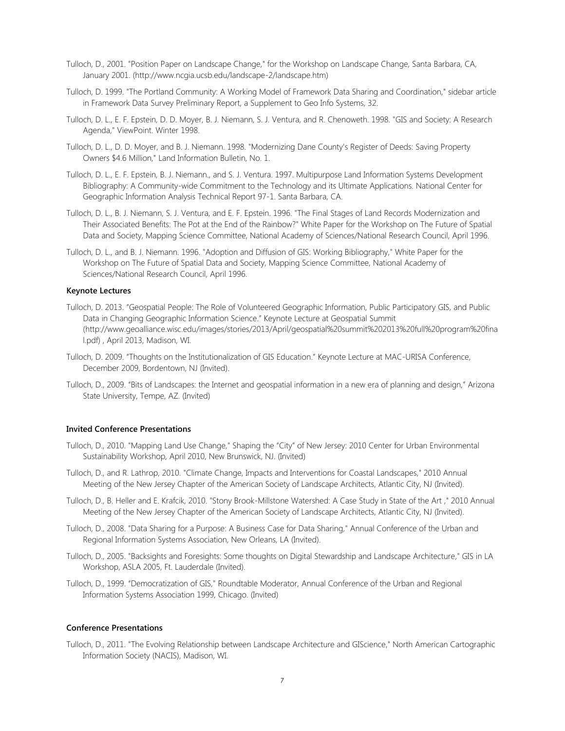Tulloch, D., 2001. "Position Paper on Landscape Change," for the Workshop on Landscape Change, Santa Barbara, CA, January 2001. (http://www.ncgia.ucsb.edu/landscape-2/landscape.htm)

Tulloch, D. 1999. "The Portland Community: A Working Model of Framework Data Sharing and Coordination," sidebar article in Framework Data Survey Preliminary Report, a Supplement to Geo Info Systems, 32.

Tulloch, D. L., E. F. Epstein, D. D. Moyer, B. J. Niemann, S. J. Ventura, and R. Chenoweth. 1998. "GIS and Society: A Research Agenda," ViewPoint. Winter 1998.

Tulloch, D. L., D. D. Moyer, and B. J. Niemann. 1998. "Modernizing Dane County's Register of Deeds: Saving Property Owners $4.6 Million," Land Information Bulletin, No. 1.

Tulloch, D. L., E. F. Epstein, B. J. Niemann., and S. J. Ventura. 1997. Multipurpose Land Information Systems Development Bibliography: A Community-wide Commitment to the Technology and its Ultimate Applications. National Center for Geographic Information Analysis Technical Report 97-1. Santa Barbara, CA.

Tulloch, D. L., B. J. Niemann, S. J. Ventura, and E. F. Epstein. 1996. "The Final Stages of Land Records Modernization and Their Associated Benefits: The Pot at the End of the Rainbow?" White Paper for the Workshop on The Future of Spatial Data and Society, Mapping Science Committee, National Academy of Sciences/National Research Council, April 1996.

Tulloch, D. L., and B. J. Niemann. 1996. "Adoption and Diffusion of GIS: Working Bibliography," White Paper for the Workshop on The Future of Spatial Data and Society, Mapping Science Committee, National Academy of Sciences/National Research Council, April 1996.

**Keynote Lectures**

Tulloch, D. 2013. "Geospatial People: The Role of Volunteered Geographic Information, Public Participatory GIS, and Public Data in Changing Geographic Information Science." Keynote Lecture at Geospatial Summit (http://www.geoalliance.wisc.edu/images/stories/2013/April/geospatial%20summit%202013%20full%20program%20final.pdf) , April 2013, Madison, WI.

Tulloch, D. 2009. "Thoughts on the Institutionalization of GIS Education." Keynote Lecture at MAC-URISA Conference, December 2009, Bordentown, NJ (Invited).

Tulloch, D., 2009. "Bits of Landscapes: the Internet and geospatial information in a new era of planning and design," Arizona State University, Tempe, AZ. (Invited)

**Invited Conference Presentations**

Tulloch, D., 2010. "Mapping Land Use Change," Shaping the "City" of New Jersey: 2010 Center for Urban Environmental Sustainability Workshop, April 2010, New Brunswick, NJ. (Invited)

Tulloch, D., and R. Lathrop, 2010. "Climate Change, Impacts and Interventions for Coastal Landscapes," 2010 Annual Meeting of the New Jersey Chapter of the American Society of Landscape Architects, Atlantic City, NJ (Invited).

Tulloch, D., B. Heller and E. Krafcik, 2010. "Stony Brook-Millstone Watershed: A Case Study in State of the Art ," 2010 Annual Meeting of the New Jersey Chapter of the American Society of Landscape Architects, Atlantic City, NJ (Invited).

Tulloch, D., 2008. "Data Sharing for a Purpose: A Business Case for Data Sharing," Annual Conference of the Urban and Regional Information Systems Association, New Orleans, LA (Invited).

Tulloch, D., 2005. "Backsights and Foresights: Some thoughts on Digital Stewardship and Landscape Architecture," GIS in LA Workshop, ASLA 2005, Ft. Lauderdale (Invited).

Tulloch, D., 1999. "Democratization of GIS," Roundtable Moderator, Annual Conference of the Urban and Regional Information Systems Association 1999, Chicago. (Invited)

**Conference Presentations**

Tulloch, D., 2011. "The Evolving Relationship between Landscape Architecture and GIScience," North American Cartographic Information Society (NACIS), Madison, WI.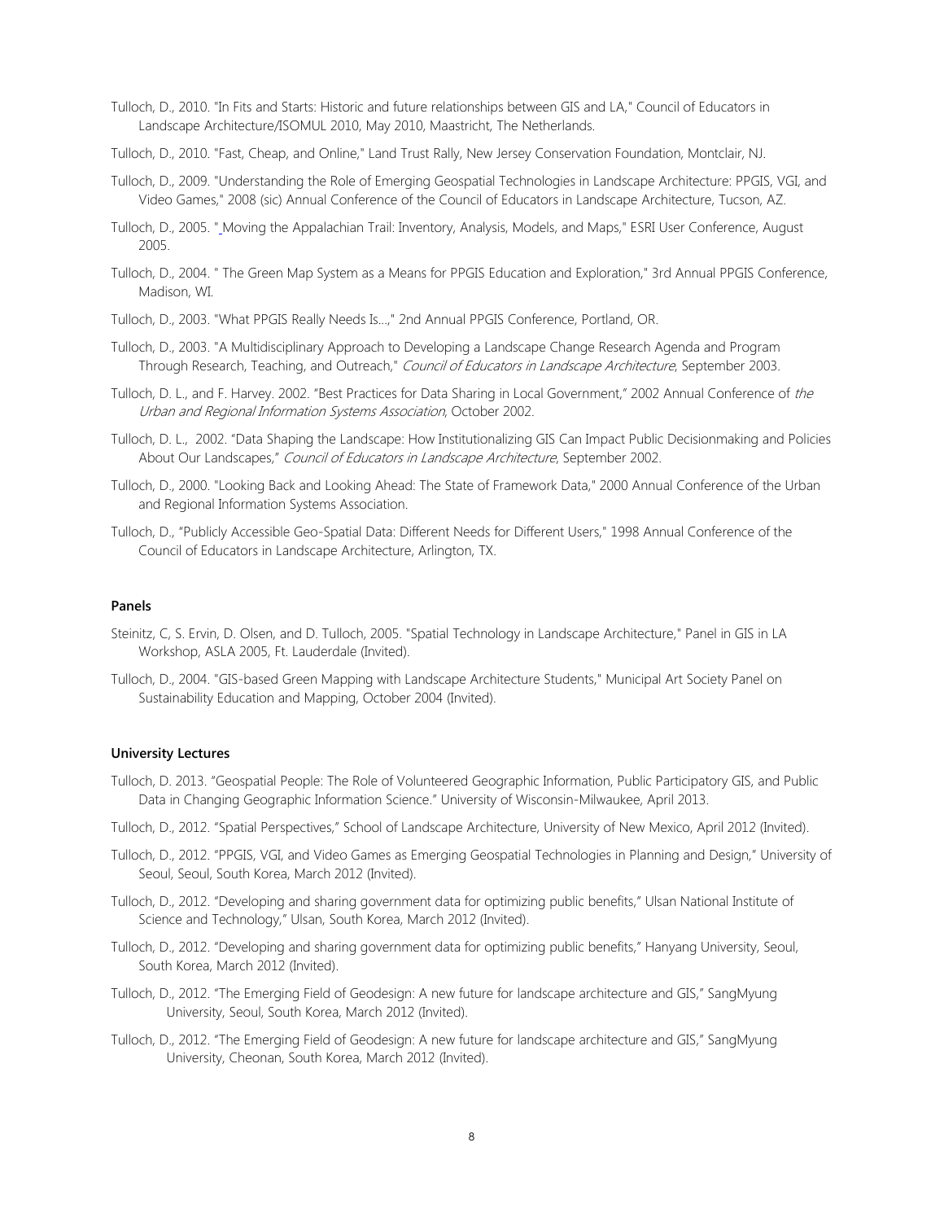Tulloch, D., 2010. "In Fits and Starts: Historic and future relationships between GIS and LA," Council of Educators in Landscape Architecture/ISOMUL 2010, May 2010, Maastricht, The Netherlands.

Tulloch, D., 2010. "Fast, Cheap, and Online," Land Trust Rally, New Jersey Conservation Foundation, Montclair, NJ.

Tulloch, D., 2009. "Understanding the Role of Emerging Geospatial Technologies in Landscape Architecture: PPGIS, VGI, and Video Games," 2008 (sic) Annual Conference of the Council of Educators in Landscape Architecture, Tucson, AZ.

Tulloch, D., 2005. " Moving the Appalachian Trail: Inventory, Analysis, Models, and Maps," ESRI User Conference, August 2005.

Tulloch, D., 2004. " The Green Map System as a Means for PPGIS Education and Exploration," 3rd Annual PPGIS Conference, Madison, WI.

Tulloch, D., 2003. "What PPGIS Really Needs Is...," 2nd Annual PPGIS Conference, Portland, OR.

Tulloch, D., 2003. "A Multidisciplinary Approach to Developing a Landscape Change Research Agenda and Program Through Research, Teaching, and Outreach," *Council of Educators in Landscape Architecture*, September 2003.

Tulloch, D. L., and F. Harvey. 2002. "Best Practices for Data Sharing in Local Government," 2002 Annual Conference of *the Urban and Regional Information Systems Association*, October 2002.

Tulloch, D. L., 2002. "Data Shaping the Landscape: How Institutionalizing GIS Can Impact Public Decisionmaking and Policies About Our Landscapes," *Council of Educators in Landscape Architecture*, September 2002.

Tulloch, D., 2000. "Looking Back and Looking Ahead: The State of Framework Data," 2000 Annual Conference of the Urban and Regional Information Systems Association.

Tulloch, D., "Publicly Accessible Geo-Spatial Data: Different Needs for Different Users," 1998 Annual Conference of the Council of Educators in Landscape Architecture, Arlington, TX.

#### Panels

Steinitz, C, S. Ervin, D. Olsen, and D. Tulloch, 2005. "Spatial Technology in Landscape Architecture," Panel in GIS in LA Workshop, ASLA 2005, Ft. Lauderdale (Invited).

Tulloch, D., 2004. "GIS-based Green Mapping with Landscape Architecture Students," Municipal Art Society Panel on Sustainability Education and Mapping, October 2004 (Invited).

#### University Lectures

Tulloch, D. 2013. "Geospatial People: The Role of Volunteered Geographic Information, Public Participatory GIS, and Public Data in Changing Geographic Information Science." University of Wisconsin-Milwaukee, April 2013.

Tulloch, D., 2012. "Spatial Perspectives," School of Landscape Architecture, University of New Mexico, April 2012 (Invited).

Tulloch, D., 2012. "PPGIS, VGI, and Video Games as Emerging Geospatial Technologies in Planning and Design," University of Seoul, Seoul, South Korea, March 2012 (Invited).

Tulloch, D., 2012. "Developing and sharing government data for optimizing public benefits," Ulsan National Institute of Science and Technology," Ulsan, South Korea, March 2012 (Invited).

Tulloch, D., 2012. "Developing and sharing government data for optimizing public benefits," Hanyang University, Seoul, South Korea, March 2012 (Invited).

Tulloch, D., 2012. "The Emerging Field of Geodesign: A new future for landscape architecture and GIS," SangMyung University, Seoul, South Korea, March 2012 (Invited).

Tulloch, D., 2012. "The Emerging Field of Geodesign: A new future for landscape architecture and GIS," SangMyung University, Cheonan, South Korea, March 2012 (Invited).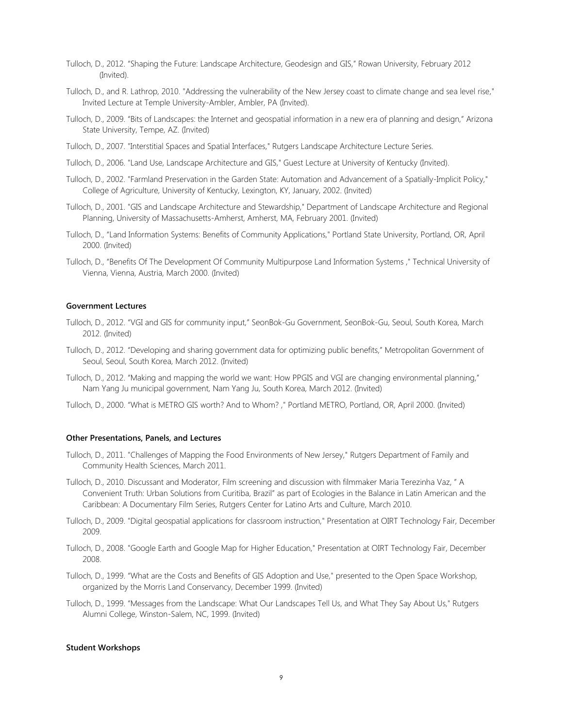Tulloch, D., 2012. "Shaping the Future: Landscape Architecture, Geodesign and GIS," Rowan University, February 2012 (Invited).

Tulloch, D., and R. Lathrop, 2010. "Addressing the vulnerability of the New Jersey coast to climate change and sea level rise," Invited Lecture at Temple University-Ambler, Ambler, PA (Invited).

Tulloch, D., 2009. "Bits of Landscapes: the Internet and geospatial information in a new era of planning and design," Arizona State University, Tempe, AZ. (Invited)

Tulloch, D., 2007. "Interstitial Spaces and Spatial Interfaces," Rutgers Landscape Architecture Lecture Series.

Tulloch, D., 2006. "Land Use, Landscape Architecture and GIS," Guest Lecture at University of Kentucky (Invited).

Tulloch, D., 2002. "Farmland Preservation in the Garden State: Automation and Advancement of a Spatially-Implicit Policy," College of Agriculture, University of Kentucky, Lexington, KY, January, 2002. (Invited)

Tulloch, D., 2001. "GIS and Landscape Architecture and Stewardship," Department of Landscape Architecture and Regional Planning, University of Massachusetts-Amherst, Amherst, MA, February 2001. (Invited)

Tulloch, D., "Land Information Systems: Benefits of Community Applications," Portland State University, Portland, OR, April 2000. (Invited)

Tulloch, D., "Benefits Of The Development Of Community Multipurpose Land Information Systems ," Technical University of Vienna, Vienna, Austria, March 2000. (Invited)

**Government Lectures**

Tulloch, D., 2012. "VGI and GIS for community input," SeonBok-Gu Government, SeonBok-Gu, Seoul, South Korea, March 2012. (Invited)

Tulloch, D., 2012. "Developing and sharing government data for optimizing public benefits," Metropolitan Government of Seoul, Seoul, South Korea, March 2012. (Invited)

Tulloch, D., 2012. "Making and mapping the world we want: How PPGIS and VGI are changing environmental planning," Nam Yang Ju municipal government, Nam Yang Ju, South Korea, March 2012. (Invited)

Tulloch, D., 2000. "What is METRO GIS worth? And to Whom? ," Portland METRO, Portland, OR, April 2000. (Invited)

**Other Presentations, Panels, and Lectures**

Tulloch, D., 2011. "Challenges of Mapping the Food Environments of New Jersey," Rutgers Department of Family and Community Health Sciences, March 2011.

Tulloch, D., 2010. Discussant and Moderator, Film screening and discussion with filmmaker Maria Terezinha Vaz, " A Convenient Truth: Urban Solutions from Curitiba, Brazil" as part of Ecologies in the Balance in Latin American and the Caribbean: A Documentary Film Series, Rutgers Center for Latino Arts and Culture, March 2010.

Tulloch, D., 2009. "Digital geospatial applications for classroom instruction," Presentation at OIRT Technology Fair, December 2009.

Tulloch, D., 2008. "Google Earth and Google Map for Higher Education," Presentation at OIRT Technology Fair, December 2008.

Tulloch, D., 1999. "What are the Costs and Benefits of GIS Adoption and Use," presented to the Open Space Workshop, organized by the Morris Land Conservancy, December 1999. (Invited)

Tulloch, D., 1999. "Messages from the Landscape: What Our Landscapes Tell Us, and What They Say About Us," Rutgers Alumni College, Winston-Salem, NC, 1999. (Invited)

**Student Workshops**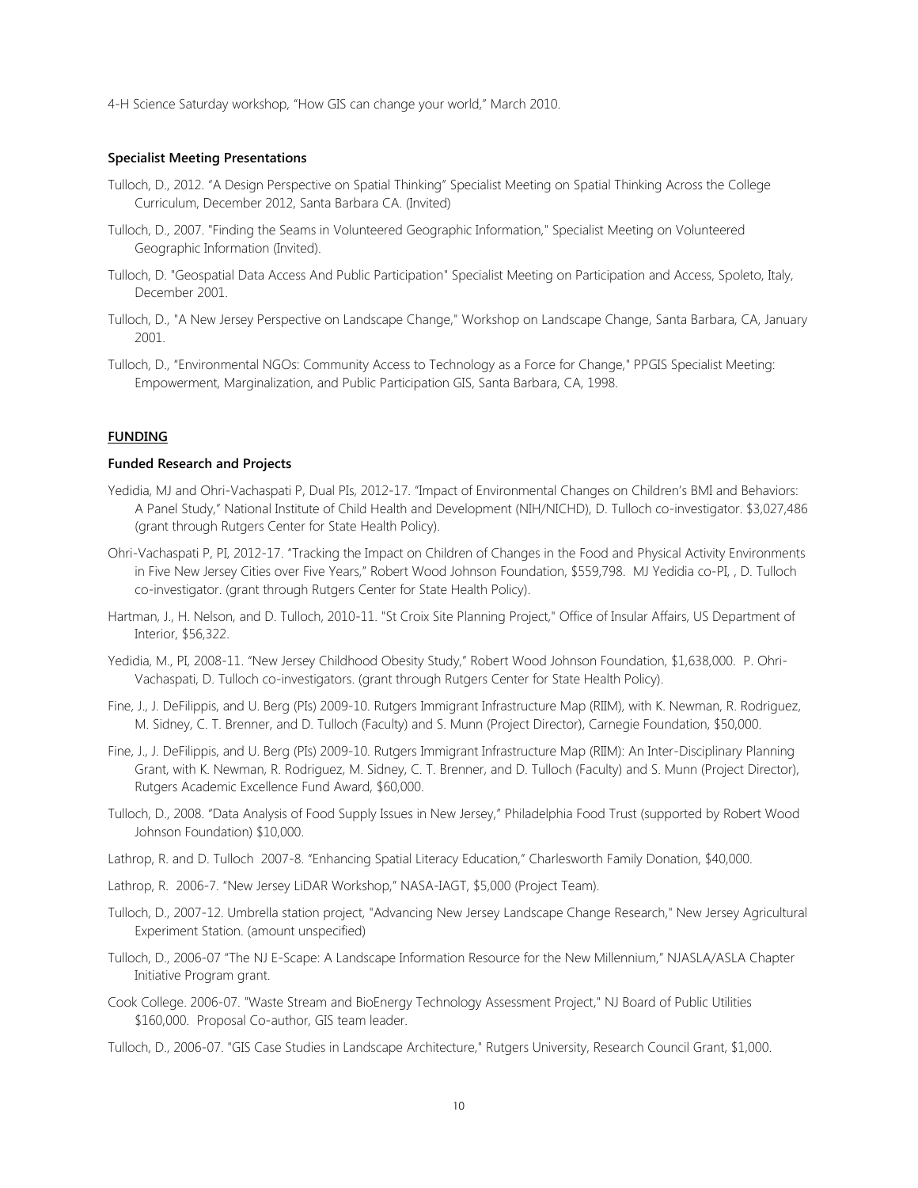4-H Science Saturday workshop, "How GIS can change your world," March 2010.

### Specialist Meeting Presentations

Tulloch, D., 2012. "A Design Perspective on Spatial Thinking" Specialist Meeting on Spatial Thinking Across the College Curriculum, December 2012, Santa Barbara CA. (Invited)

Tulloch, D., 2007. "Finding the Seams in Volunteered Geographic Information," Specialist Meeting on Volunteered Geographic Information (Invited).

Tulloch, D. "Geospatial Data Access And Public Participation" Specialist Meeting on Participation and Access, Spoleto, Italy, December 2001.

Tulloch, D., "A New Jersey Perspective on Landscape Change," Workshop on Landscape Change, Santa Barbara, CA, January 2001.

Tulloch, D., "Environmental NGOs: Community Access to Technology as a Force for Change," PPGIS Specialist Meeting: Empowerment, Marginalization, and Public Participation GIS, Santa Barbara, CA, 1998.

## FUNDING

### Funded Research and Projects

Yedidia, MJ and Ohri-Vachaspati P, Dual PIs, 2012-17. "Impact of Environmental Changes on Children's BMI and Behaviors: A Panel Study," National Institute of Child Health and Development (NIH/NICHD), D. Tulloch co-investigator. $3,027,486 (grant through Rutgers Center for State Health Policy).

Ohri-Vachaspati P, PI, 2012-17. "Tracking the Impact on Children of Changes in the Food and Physical Activity Environments in Five New Jersey Cities over Five Years," Robert Wood Johnson Foundation, $559,798. MJ Yedidia co-PI, , D. Tulloch co-investigator. (grant through Rutgers Center for State Health Policy).

Hartman, J., H. Nelson, and D. Tulloch, 2010-11. "St Croix Site Planning Project," Office of Insular Affairs, US Department of Interior, $56,322.

Yedidia, M., PI, 2008-11. "New Jersey Childhood Obesity Study," Robert Wood Johnson Foundation, $1,638,000. P. Ohri-Vachaspati, D. Tulloch co-investigators. (grant through Rutgers Center for State Health Policy).

Fine, J., J. DeFilippis, and U. Berg (PIs) 2009-10. Rutgers Immigrant Infrastructure Map (RIIM), with K. Newman, R. Rodriguez, M. Sidney, C. T. Brenner, and D. Tulloch (Faculty) and S. Munn (Project Director), Carnegie Foundation, $50,000.

Fine, J., J. DeFilippis, and U. Berg (PIs) 2009-10. Rutgers Immigrant Infrastructure Map (RIIM): An Inter-Disciplinary Planning Grant, with K. Newman, R. Rodriguez, M. Sidney, C. T. Brenner, and D. Tulloch (Faculty) and S. Munn (Project Director), Rutgers Academic Excellence Fund Award, $60,000.

Tulloch, D., 2008. "Data Analysis of Food Supply Issues in New Jersey," Philadelphia Food Trust (supported by Robert Wood Johnson Foundation) $10,000.

Lathrop, R. and D. Tulloch 2007-8. "Enhancing Spatial Literacy Education," Charlesworth Family Donation, $40,000.

Lathrop, R. 2006-7. "New Jersey LiDAR Workshop," NASA-IAGT, $5,000 (Project Team).

Tulloch, D., 2007-12. Umbrella station project, "Advancing New Jersey Landscape Change Research," New Jersey Agricultural Experiment Station. (amount unspecified)

Tulloch, D., 2006-07 "The NJ E-Scape: A Landscape Information Resource for the New Millennium," NJASLA/ASLA Chapter Initiative Program grant.

Cook College. 2006-07. "Waste Stream and BioEnergy Technology Assessment Project," NJ Board of Public Utilities $160,000. Proposal Co-author, GIS team leader.

Tulloch, D., 2006-07. "GIS Case Studies in Landscape Architecture," Rutgers University, Research Council Grant, $1,000.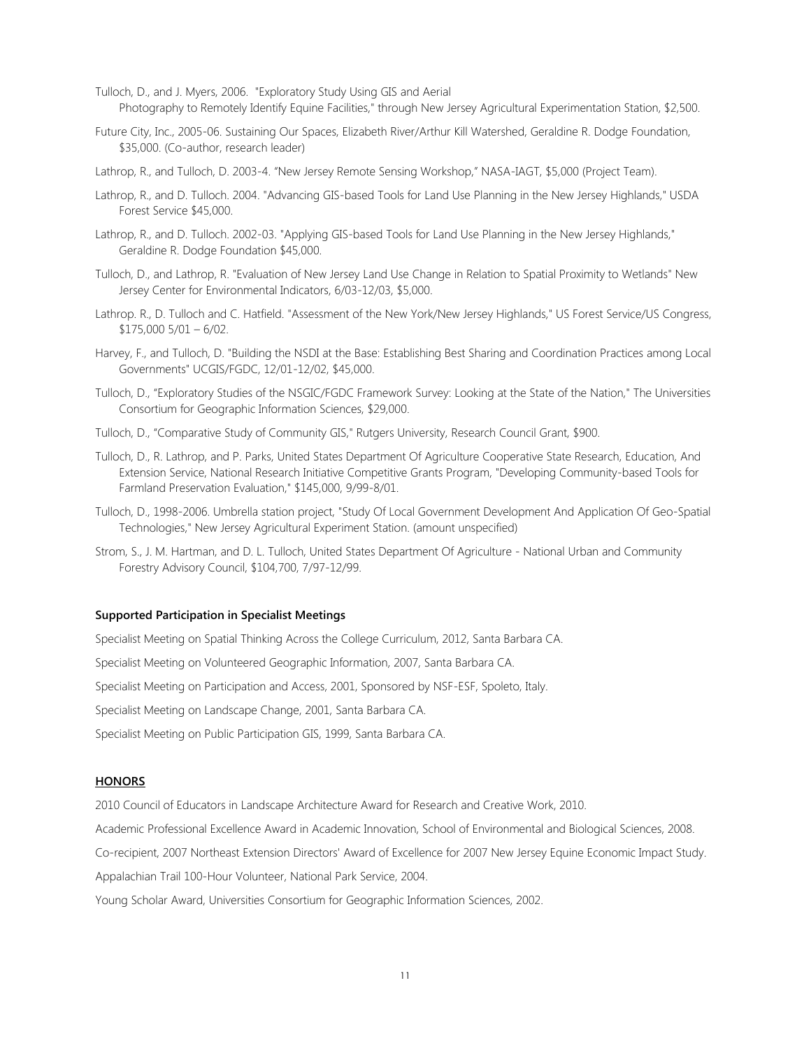Tulloch, D., and J. Myers, 2006. "Exploratory Study Using GIS and Aerial Photography to Remotely Identify Equine Facilities," through New Jersey Agricultural Experimentation Station, $2,500.

Future City, Inc., 2005-06. Sustaining Our Spaces, Elizabeth River/Arthur Kill Watershed, Geraldine R. Dodge Foundation, $35,000. (Co-author, research leader)

Lathrop, R., and Tulloch, D. 2003-4. "New Jersey Remote Sensing Workshop," NASA-IAGT, $5,000 (Project Team).

Lathrop, R., and D. Tulloch. 2004. "Advancing GIS-based Tools for Land Use Planning in the New Jersey Highlands," USDA Forest Service $45,000.

Lathrop, R., and D. Tulloch. 2002-03. "Applying GIS-based Tools for Land Use Planning in the New Jersey Highlands," Geraldine R. Dodge Foundation $45,000.

Tulloch, D., and Lathrop, R. "Evaluation of New Jersey Land Use Change in Relation to Spatial Proximity to Wetlands" New Jersey Center for Environmental Indicators, 6/03-12/03, $5,000.

Lathrop. R., D. Tulloch and C. Hatfield. "Assessment of the New York/New Jersey Highlands," US Forest Service/US Congress, $175,000 5/01 – 6/02.

Harvey, F., and Tulloch, D. "Building the NSDI at the Base: Establishing Best Sharing and Coordination Practices among Local Governments" UCGIS/FGDC, 12/01-12/02, $45,000.

Tulloch, D., "Exploratory Studies of the NSGIC/FGDC Framework Survey: Looking at the State of the Nation," The Universities Consortium for Geographic Information Sciences, $29,000.

Tulloch, D., "Comparative Study of Community GIS," Rutgers University, Research Council Grant, $900.

Tulloch, D., R. Lathrop, and P. Parks, United States Department Of Agriculture Cooperative State Research, Education, And Extension Service, National Research Initiative Competitive Grants Program, "Developing Community-based Tools for Farmland Preservation Evaluation," $145,000, 9/99-8/01.

Tulloch, D., 1998-2006. Umbrella station project, "Study Of Local Government Development And Application Of Geo-Spatial Technologies," New Jersey Agricultural Experiment Station. (amount unspecified)

Strom, S., J. M. Hartman, and D. L. Tulloch, United States Department Of Agriculture - National Urban and Community Forestry Advisory Council, $104,700, 7/97-12/99.

**Supported Participation in Specialist Meetings**

Specialist Meeting on Spatial Thinking Across the College Curriculum, 2012, Santa Barbara CA.

Specialist Meeting on Volunteered Geographic Information, 2007, Santa Barbara CA.

Specialist Meeting on Participation and Access, 2001, Sponsored by NSF-ESF, Spoleto, Italy.

Specialist Meeting on Landscape Change, 2001, Santa Barbara CA.

Specialist Meeting on Public Participation GIS, 1999, Santa Barbara CA.

## **HONORS**

2010 Council of Educators in Landscape Architecture Award for Research and Creative Work, 2010.

Academic Professional Excellence Award in Academic Innovation, School of Environmental and Biological Sciences, 2008.

Co-recipient, 2007 Northeast Extension Directors' Award of Excellence for 2007 New Jersey Equine Economic Impact Study.

Appalachian Trail 100-Hour Volunteer, National Park Service, 2004.

Young Scholar Award, Universities Consortium for Geographic Information Sciences, 2002.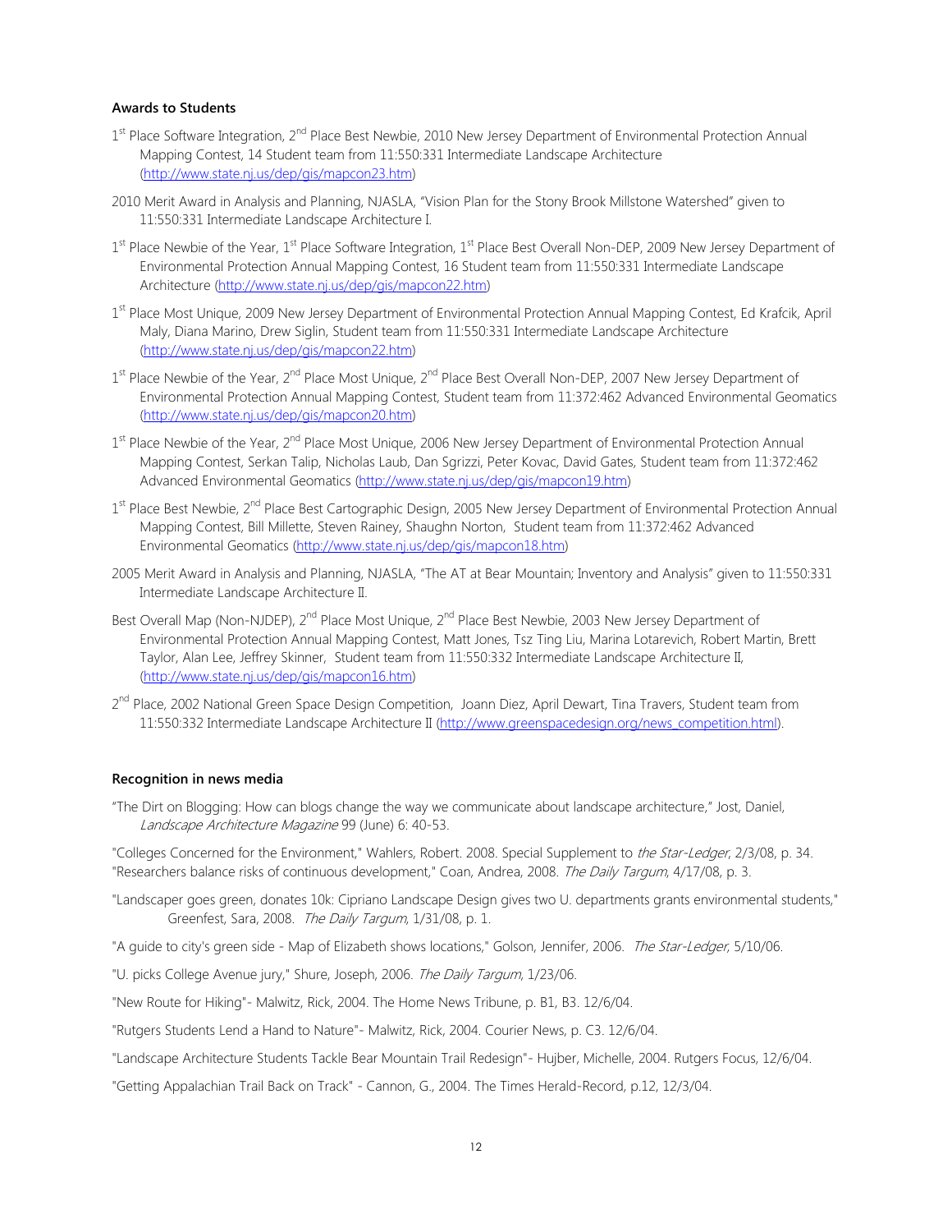### Awards to Students

1st Place Software Integration, 2nd Place Best Newbie, 2010 New Jersey Department of Environmental Protection Annual Mapping Contest, 14 Student team from 11:550:331 Intermediate Landscape Architecture (http://www.state.nj.us/dep/gis/mapcon23.htm)

2010 Merit Award in Analysis and Planning, NJASLA, "Vision Plan for the Stony Brook Millstone Watershed" given to 11:550:331 Intermediate Landscape Architecture I.

1st Place Newbie of the Year, 1st Place Software Integration, 1st Place Best Overall Non-DEP, 2009 New Jersey Department of Environmental Protection Annual Mapping Contest, 16 Student team from 11:550:331 Intermediate Landscape Architecture (http://www.state.nj.us/dep/gis/mapcon22.htm)

1st Place Most Unique, 2009 New Jersey Department of Environmental Protection Annual Mapping Contest, Ed Krafcik, April Maly, Diana Marino, Drew Siglin, Student team from 11:550:331 Intermediate Landscape Architecture (http://www.state.nj.us/dep/gis/mapcon22.htm)

1st Place Newbie of the Year, 2nd Place Most Unique, 2nd Place Best Overall Non-DEP, 2007 New Jersey Department of Environmental Protection Annual Mapping Contest, Student team from 11:372:462 Advanced Environmental Geomatics (http://www.state.nj.us/dep/gis/mapcon20.htm)

1st Place Newbie of the Year, 2nd Place Most Unique, 2006 New Jersey Department of Environmental Protection Annual Mapping Contest, Serkan Talip, Nicholas Laub, Dan Sgrizzi, Peter Kovac, David Gates, Student team from 11:372:462 Advanced Environmental Geomatics (http://www.state.nj.us/dep/gis/mapcon19.htm)

1st Place Best Newbie, 2nd Place Best Cartographic Design, 2005 New Jersey Department of Environmental Protection Annual Mapping Contest, Bill Millette, Steven Rainey, Shaughn Norton, Student team from 11:372:462 Advanced Environmental Geomatics (http://www.state.nj.us/dep/gis/mapcon18.htm)

2005 Merit Award in Analysis and Planning, NJASLA, "The AT at Bear Mountain; Inventory and Analysis" given to 11:550:331 Intermediate Landscape Architecture II.

Best Overall Map (Non-NJDEP), 2nd Place Most Unique, 2nd Place Best Newbie, 2003 New Jersey Department of Environmental Protection Annual Mapping Contest, Matt Jones, Tsz Ting Liu, Marina Lotarevich, Robert Martin, Brett Taylor, Alan Lee, Jeffrey Skinner, Student team from 11:550:332 Intermediate Landscape Architecture II, (http://www.state.nj.us/dep/gis/mapcon16.htm)

2nd Place, 2002 National Green Space Design Competition, Joann Diez, April Dewart, Tina Travers, Student team from 11:550:332 Intermediate Landscape Architecture II (http://www.greenspacedesign.org/news_competition.html).

### Recognition in news media

"The Dirt on Blogging: How can blogs change the way we communicate about landscape architecture," Jost, Daniel, *Landscape Architecture Magazine* 99 (June) 6: 40-53.

"Colleges Concerned for the Environment," Wahlers, Robert. 2008. Special Supplement to *the Star-Ledger*, 2/3/08, p. 34.

"Researchers balance risks of continuous development," Coan, Andrea, 2008. *The Daily Targum*, 4/17/08, p. 3.

"Landscaper goes green, donates 10k: Cipriano Landscape Design gives two U. departments grants environmental students," Greenfest, Sara, 2008. *The Daily Targum*, 1/31/08, p. 1.

"A guide to city's green side - Map of Elizabeth shows locations," Golson, Jennifer, 2006. *The Star-Ledger*, 5/10/06.

"U. picks College Avenue jury," Shure, Joseph, 2006. *The Daily Targum*, 1/23/06.

"New Route for Hiking"- Malwitz, Rick, 2004. The Home News Tribune, p. B1, B3. 12/6/04.

"Rutgers Students Lend a Hand to Nature"- Malwitz, Rick, 2004. Courier News, p. C3. 12/6/04.

"Landscape Architecture Students Tackle Bear Mountain Trail Redesign"- Hujber, Michelle, 2004. Rutgers Focus, 12/6/04.

"Getting Appalachian Trail Back on Track" - Cannon, G., 2004. The Times Herald-Record, p.12, 12/3/04.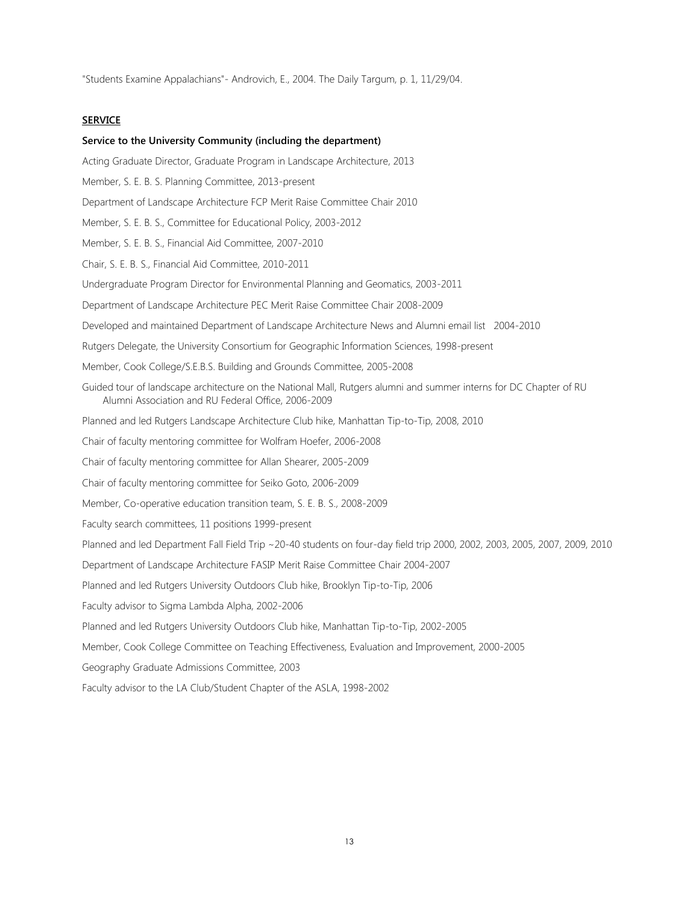"Students Examine Appalachians"- Androvich, E., 2004. The Daily Targum, p. 1, 11/29/04.

## SERVICE

### Service to the University Community (including the department)

Acting Graduate Director, Graduate Program in Landscape Architecture, 2013

Member, S. E. B. S. Planning Committee, 2013-present

Department of Landscape Architecture FCP Merit Raise Committee Chair 2010

Member, S. E. B. S., Committee for Educational Policy, 2003-2012

Member, S. E. B. S., Financial Aid Committee, 2007-2010

Chair, S. E. B. S., Financial Aid Committee, 2010-2011

Undergraduate Program Director for Environmental Planning and Geomatics, 2003-2011

Department of Landscape Architecture PEC Merit Raise Committee Chair 2008-2009

Developed and maintained Department of Landscape Architecture News and Alumni email list 2004-2010

Rutgers Delegate, the University Consortium for Geographic Information Sciences, 1998-present

Member, Cook College/S.E.B.S. Building and Grounds Committee, 2005-2008

Guided tour of landscape architecture on the National Mall, Rutgers alumni and summer interns for DC Chapter of RU Alumni Association and RU Federal Office, 2006-2009

Planned and led Rutgers Landscape Architecture Club hike, Manhattan Tip-to-Tip, 2008, 2010

Chair of faculty mentoring committee for Wolfram Hoefer, 2006-2008

Chair of faculty mentoring committee for Allan Shearer, 2005-2009

Chair of faculty mentoring committee for Seiko Goto, 2006-2009

Member, Co-operative education transition team, S. E. B. S., 2008-2009

Faculty search committees, 11 positions 1999-present

Planned and led Department Fall Field Trip ~20-40 students on four-day field trip 2000, 2002, 2003, 2005, 2007, 2009, 2010

Department of Landscape Architecture FASIP Merit Raise Committee Chair 2004-2007

Planned and led Rutgers University Outdoors Club hike, Brooklyn Tip-to-Tip, 2006

Faculty advisor to Sigma Lambda Alpha, 2002-2006

Planned and led Rutgers University Outdoors Club hike, Manhattan Tip-to-Tip, 2002-2005

Member, Cook College Committee on Teaching Effectiveness, Evaluation and Improvement, 2000-2005

Geography Graduate Admissions Committee, 2003

Faculty advisor to the LA Club/Student Chapter of the ASLA, 1998-2002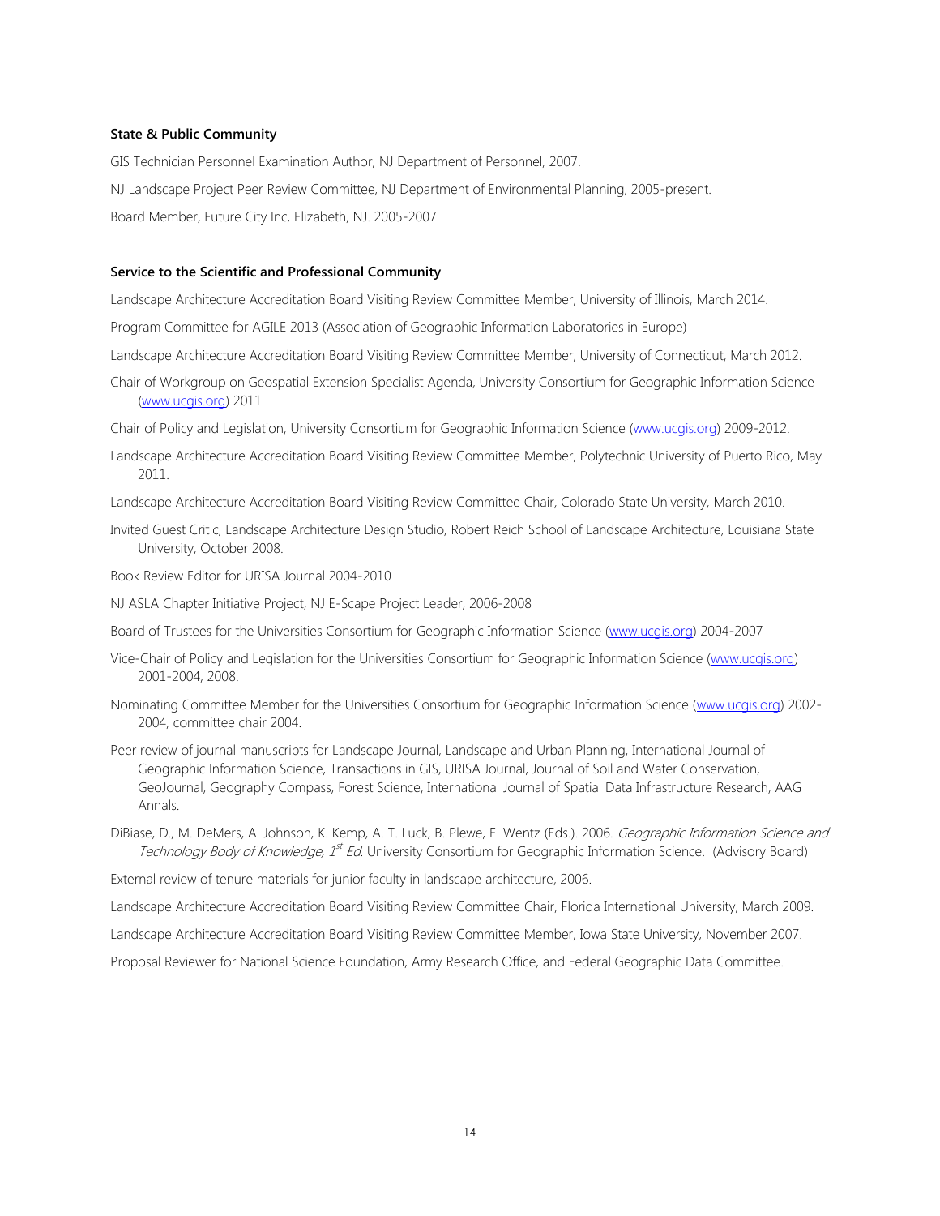**State & Public Community**

GIS Technician Personnel Examination Author, NJ Department of Personnel, 2007.

NJ Landscape Project Peer Review Committee, NJ Department of Environmental Planning, 2005-present.

Board Member, Future City Inc, Elizabeth, NJ. 2005-2007.

**Service to the Scientific and Professional Community**

Landscape Architecture Accreditation Board Visiting Review Committee Member, University of Illinois, March 2014.

Program Committee for AGILE 2013 (Association of Geographic Information Laboratories in Europe)

Landscape Architecture Accreditation Board Visiting Review Committee Member, University of Connecticut, March 2012.

Chair of Workgroup on Geospatial Extension Specialist Agenda, University Consortium for Geographic Information Science (www.ucgis.org) 2011.

Chair of Policy and Legislation, University Consortium for Geographic Information Science (www.ucgis.org) 2009-2012.

Landscape Architecture Accreditation Board Visiting Review Committee Member, Polytechnic University of Puerto Rico, May 2011.

Landscape Architecture Accreditation Board Visiting Review Committee Chair, Colorado State University, March 2010.

Invited Guest Critic, Landscape Architecture Design Studio, Robert Reich School of Landscape Architecture, Louisiana State University, October 2008.

Book Review Editor for URISA Journal 2004-2010

NJ ASLA Chapter Initiative Project, NJ E-Scape Project Leader, 2006-2008

Board of Trustees for the Universities Consortium for Geographic Information Science (www.ucgis.org) 2004-2007

Vice-Chair of Policy and Legislation for the Universities Consortium for Geographic Information Science (www.ucgis.org) 2001-2004, 2008.

Nominating Committee Member for the Universities Consortium for Geographic Information Science (www.ucgis.org) 2002-2004, committee chair 2004.

Peer review of journal manuscripts for Landscape Journal, Landscape and Urban Planning, International Journal of Geographic Information Science, Transactions in GIS, URISA Journal, Journal of Soil and Water Conservation, GeoJournal, Geography Compass, Forest Science, International Journal of Spatial Data Infrastructure Research, AAG Annals.

DiBiase, D., M. DeMers, A. Johnson, K. Kemp, A. T. Luck, B. Plewe, E. Wentz (Eds.). 2006. *Geographic Information Science and Technology Body of Knowledge, 1st Ed.* University Consortium for Geographic Information Science. (Advisory Board)

External review of tenure materials for junior faculty in landscape architecture, 2006.

Landscape Architecture Accreditation Board Visiting Review Committee Chair, Florida International University, March 2009.

Landscape Architecture Accreditation Board Visiting Review Committee Member, Iowa State University, November 2007.

Proposal Reviewer for National Science Foundation, Army Research Office, and Federal Geographic Data Committee.